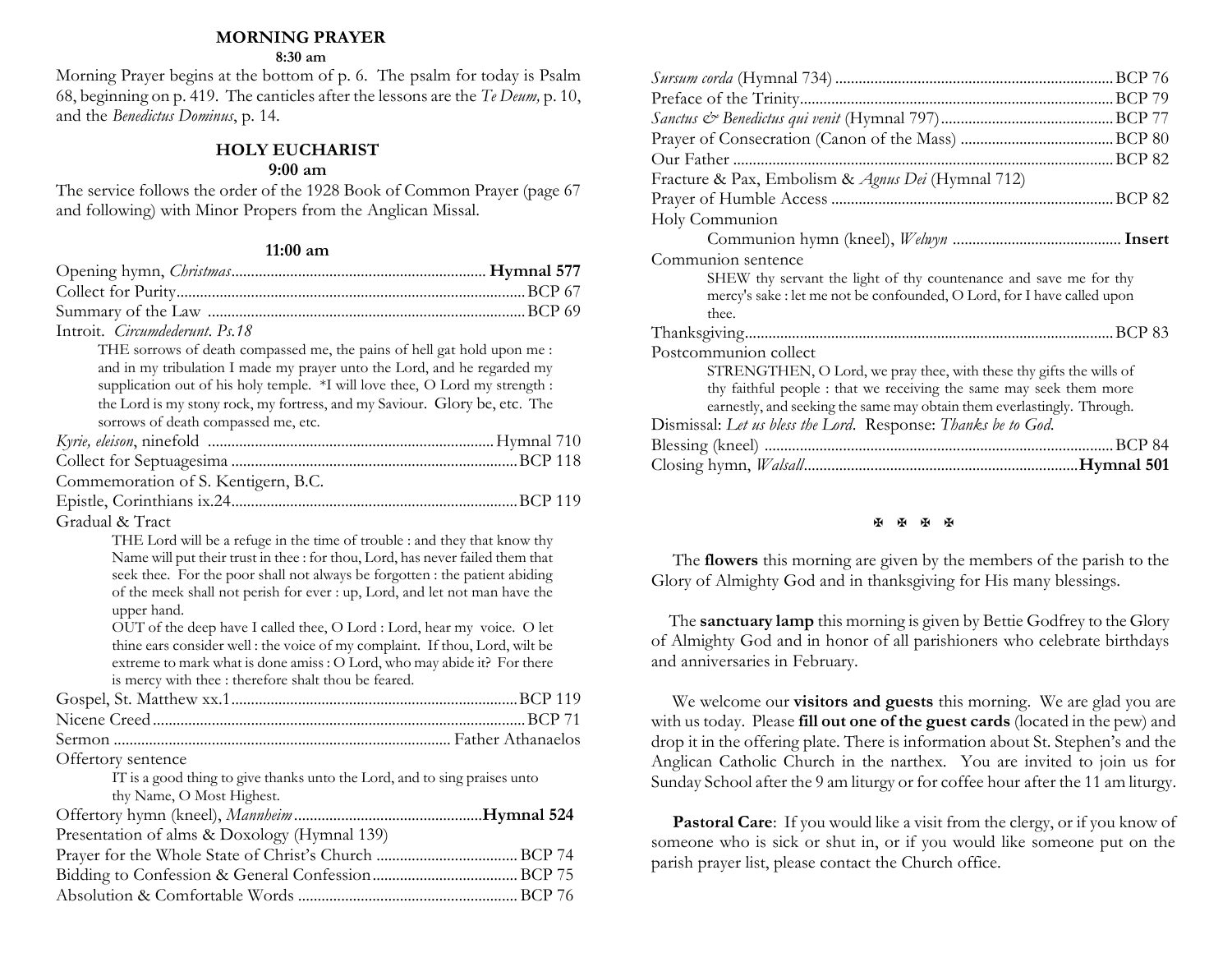## MORNING PRAYER

**8:30 am**

Morning Prayer begins at the bottom of p. 6. The psalm for today is Psalm 68, beginning on p. 419. The canticles after the lessons are the *Te Deum,* p. 10, and the *Benedictus Dominus*, p. 14.

## HOLY EUCHARIST

**9:00 am**

The service follows the order of the 1928 Book of Common Prayer (page 67 and following) with Minor Propers from the Anglican Missal.

**11:00 am**

Opening hymn, *Christmas* .......... **Hymnal 577**
Collect for Purity .......... BCP 67
Summary of the Law .......... BCP 69
Introit. *Circumdederunt. Ps.18*

> THE sorrows of death compassed me, the pains of hell gat hold upon me : and in my tribulation I made my prayer unto the Lord, and he regarded my supplication out of his holy temple. *I will love thee, O Lord my strength : the Lord is my stony rock, my fortress, and my Saviour. Glory be, etc. The sorrows of death compassed me, etc.

*Kyrie, eleison*, ninefold .......... Hymnal 710
Collect for Septuagesima .......... BCP 118
Commemoration of S. Kentigern, B.C.
Epistle, Corinthians ix.24 .......... BCP 119
Gradual & Tract

> THE Lord will be a refuge in the time of trouble : and they that know thy Name will put their trust in thee : for thou, Lord, has never failed them that seek thee. For the poor shall not always be forgotten : the patient abiding of the meek shall not perish for ever : up, Lord, and let not man have the upper hand.
>
> OUT of the deep have I called thee, O Lord : Lord, hear my voice. O let thine ears consider well : the voice of my complaint. If thou, Lord, wilt be extreme to mark what is done amiss : O Lord, who may abide it? For there is mercy with thee : therefore shalt thou be feared.

Gospel, St. Matthew xx.1 .......... BCP 119
Nicene Creed .......... BCP 71
Sermon .......... Father Athanaelos
Offertory sentence

> IT is a good thing to give thanks unto the Lord, and to sing praises unto thy Name, O Most Highest.

Offertory hymn (kneel), *Mannheim* .......... **Hymnal 524**
Presentation of alms & Doxology (Hymnal 139)
Prayer for the Whole State of Christ's Church .......... BCP 74
Bidding to Confession & General Confession .......... BCP 75
Absolution & Comfortable Words .......... BCP 76
*Sursum corda* (Hymnal 734) .......... BCP 76
Preface of the Trinity .......... BCP 79
*Sanctus & Benedictus qui venit* (Hymnal 797) .......... BCP 77
Prayer of Consecration (Canon of the Mass) .......... BCP 80
Our Father .......... BCP 82
Fracture & Pax, Embolism & *Agnus Dei* (Hymnal 712)
Prayer of Humble Access .......... BCP 82
Holy Communion

> Communion hymn (kneel), *Welwyn* .......... **Insert**

Communion sentence

> SHEW thy servant the light of thy countenance and save me for thy mercy's sake : let me not be confounded, O Lord, for I have called upon thee.

Thanksgiving .......... BCP 83
Postcommunion collect

> STRENGTHEN, O Lord, we pray thee, with these thy gifts the wills of thy faithful people : that we receiving the same may seek them more earnestly, and seeking the same may obtain them everlastingly. Through.

Dismissal: *Let us bless the Lord*. Response: *Thanks be to God.*
Blessing (kneel) .......... BCP 84
Closing hymn, *Walsall* .......... **Hymnal 501**

✠ ✠ ✠ ✠

The **flowers** this morning are given by the members of the parish to the Glory of Almighty God and in thanksgiving for His many blessings.

The **sanctuary lamp** this morning is given by Bettie Godfrey to the Glory of Almighty God and in honor of all parishioners who celebrate birthdays and anniversaries in February.

We welcome our **visitors and guests** this morning. We are glad you are with us today. Please **fill out one of the guest cards** (located in the pew) and drop it in the offering plate. There is information about St. Stephen's and the Anglican Catholic Church in the narthex. You are invited to join us for Sunday School after the 9 am liturgy or for coffee hour after the 11 am liturgy.

**Pastoral Care**: If you would like a visit from the clergy, or if you know of someone who is sick or shut in, or if you would like someone put on the parish prayer list, please contact the Church office.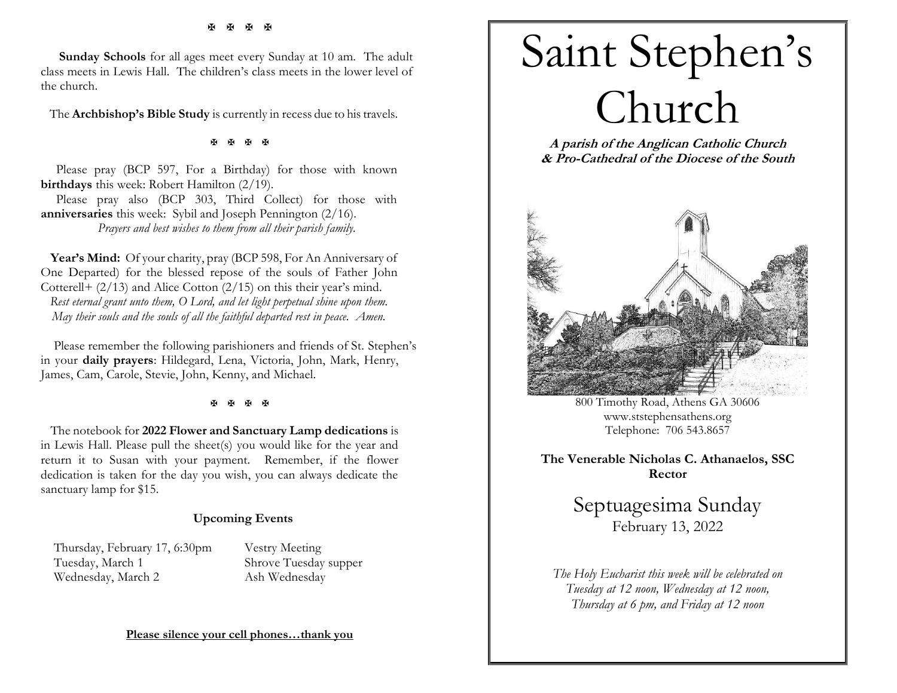✠ ✠ ✠ ✠

**Sunday Schools** for all ages meet every Sunday at 10 am. The adult class meets in Lewis Hall. The children's class meets in the lower level of the church.

The **Archbishop's Bible Study** is currently in recess due to his travels.

✠ ✠ ✠ ✠

Please pray (BCP 597, For a Birthday) for those with known **birthdays** this week: Robert Hamilton (2/19).

Please pray also (BCP 303, Third Collect) for those with **anniversaries** this week: Sybil and Joseph Pennington (2/16).

*Prayers and best wishes to them from all their parish family.*

**Year's Mind:** Of your charity, pray (BCP 598, For An Anniversary of One Departed) for the blessed repose of the souls of Father John Cotterell+ (2/13) and Alice Cotton (2/15) on this their year's mind.

*Rest eternal grant unto them, O Lord, and let light perpetual shine upon them. May their souls and the souls of all the faithful departed rest in peace. Amen.*

Please remember the following parishioners and friends of St. Stephen's in your **daily prayers**: Hildegard, Lena, Victoria, John, Mark, Henry, James, Cam, Carole, Stevie, John, Kenny, and Michael.

✠ ✠ ✠ ✠

The notebook for **2022 Flower and Sanctuary Lamp dedications** is in Lewis Hall. Please pull the sheet(s) you would like for the year and return it to Susan with your payment. Remember, if the flower dedication is taken for the day you wish, you can always dedicate the sanctuary lamp for $15.

**Upcoming Events**

| | |
|---|---|
| Thursday, February 17, 6:30pm | Vestry Meeting |
| Tuesday, March 1 | Shrove Tuesday supper |
| Wednesday, March 2 | Ash Wednesday |

**Please silence your cell phones…thank you**

# Saint Stephen's Church

***A parish of the Anglican Catholic Church & Pro-Cathedral of the Diocese of the South***

800 Timothy Road, Athens GA 30606
www.ststephensathens.org
Telephone: 706 543.8657

**The Venerable Nicholas C. Athanaelos, SSC**
**Rector**

## Septuagesima Sunday

February 13, 2022

*The Holy Eucharist this week will be celebrated on Tuesday at 12 noon, Wednesday at 12 noon, Thursday at 6 pm, and Friday at 12 noon*